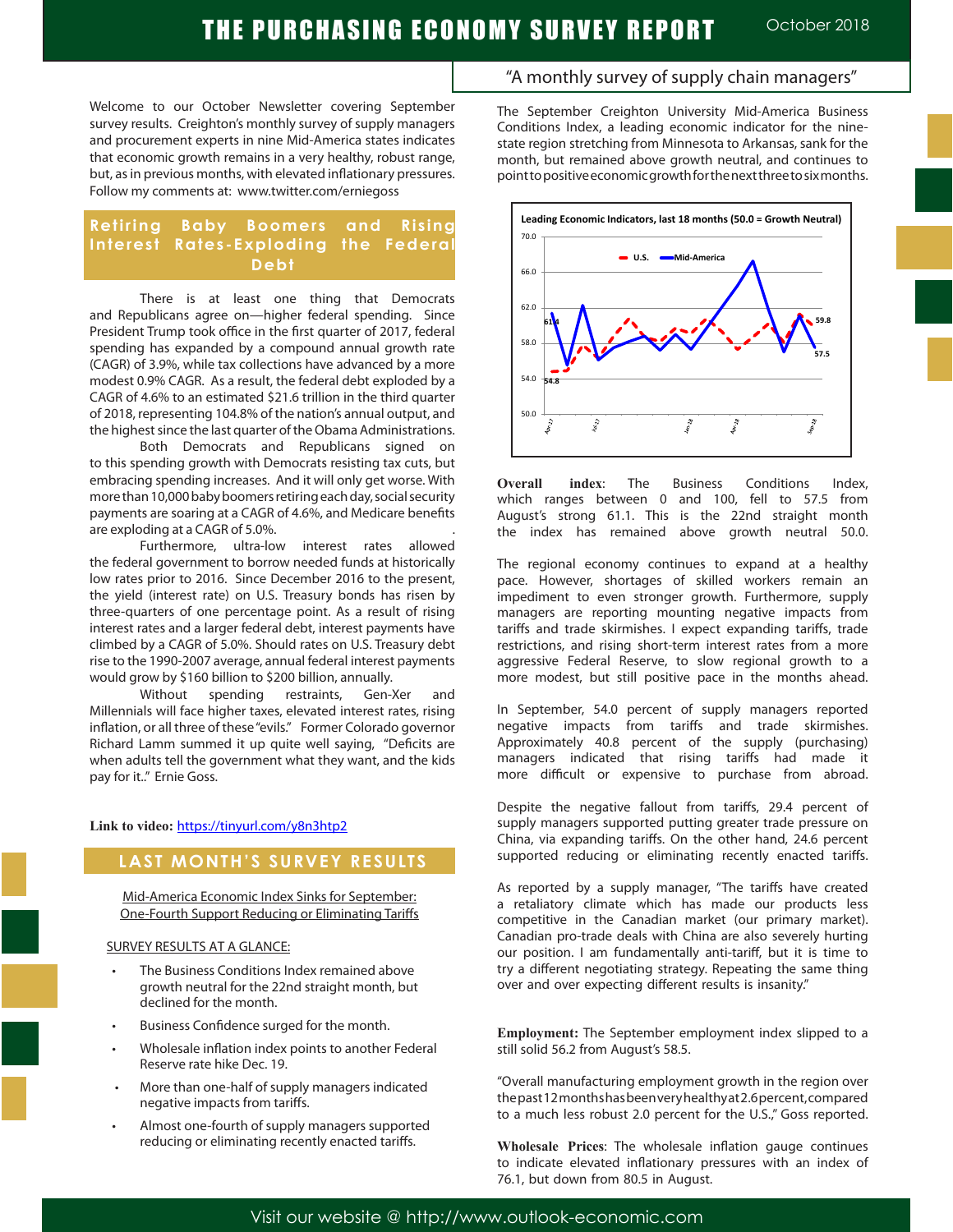# THE PURCHASING ECONOMY SURVEY REPORT

October 2018

"A monthly survey of supply chain managers"

Welcome to our October Newsletter covering September survey results. Creighton's monthly survey of supply managers and procurement experts in nine Mid-America states indicates that economic growth remains in a very healthy, robust range, but, as in previous months, with elevated inflationary pressures. Follow my comments at: www.twitter.com/erniegoss

## Retiring Baby Boomers and Rising Interest Rates-Exploding the Federal Debt

There is at least one thing that Democrats and Republicans agree on—higher federal spending. Since President Trump took office in the first quarter of 2017, federal spending has expanded by a compound annual growth rate (CAGR) of 3.9%, while tax collections have advanced by a more modest 0.9% CAGR. As a result, the federal debt exploded by a CAGR of 4.6% to an estimated $21.6 trillion in the third quarter of 2018, representing 104.8% of the nation's annual output, and the highest since the last quarter of the Obama Administrations.

Both Democrats and Republicans signed on to this spending growth with Democrats resisting tax cuts, but embracing spending increases. And it will only get worse. With more than 10,000 baby boomers retiring each day, social security payments are soaring at a CAGR of 4.6%, and Medicare benefits are exploding at a CAGR of 5.0%.

Furthermore, ultra-low interest rates allowed the federal government to borrow needed funds at historically low rates prior to 2016. Since December 2016 to the present, the yield (interest rate) on U.S. Treasury bonds has risen by three-quarters of one percentage point. As a result of rising interest rates and a larger federal debt, interest payments have climbed by a CAGR of 5.0%. Should rates on U.S. Treasury debt rise to the 1990-2007 average, annual federal interest payments would grow by $160 billion to $200 billion, annually.

Without spending restraints, Gen-Xer and Millennials will face higher taxes, elevated interest rates, rising inflation, or all three of these "evils." Former Colorado governor Richard Lamm summed it up quite well saying, "Deficits are when adults tell the government what they want, and the kids pay for it.." Ernie Goss.

**Link to video:** https://tinyurl.com/y8n3htp2

## LAST MONTH'S SURVEY RESULTS

Mid-America Economic Index Sinks for September: One-Fourth Support Reducing or Eliminating Tariffs

SURVEY RESULTS AT A GLANCE:

- The Business Conditions Index remained above growth neutral for the 22nd straight month, but declined for the month.
- Business Confidence surged for the month.
- Wholesale inflation index points to another Federal Reserve rate hike Dec. 19.
- More than one-half of supply managers indicated negative impacts from tariffs.
- Almost one-fourth of supply managers supported reducing or eliminating recently enacted tariffs.

The September Creighton University Mid-America Business Conditions Index, a leading economic indicator for the nine-state region stretching from Minnesota to Arkansas, sank for the month, but remained above growth neutral, and continues to point to positive economic growth for the next three to six months.

**Leading Economic Indicators, last 18 months (50.0 = Growth Neutral)**

(Chart: U.S. and Mid-America series; labeled values 61.4, 54.8, 59.8, 57.5; x-axis Apr-17, Jul-17, Jan-18, Apr-18, Sep-18; y-axis 50.0 to 70.0)

**Overall index**: The Business Conditions Index, which ranges between 0 and 100, fell to 57.5 from August's strong 61.1. This is the 22nd straight month the index has remained above growth neutral 50.0.

The regional economy continues to expand at a healthy pace. However, shortages of skilled workers remain an impediment to even stronger growth. Furthermore, supply managers are reporting mounting negative impacts from tariffs and trade skirmishes. I expect expanding tariffs, trade restrictions, and rising short-term interest rates from a more aggressive Federal Reserve, to slow regional growth to a more modest, but still positive pace in the months ahead.

In September, 54.0 percent of supply managers reported negative impacts from tariffs and trade skirmishes. Approximately 40.8 percent of the supply (purchasing) managers indicated that rising tariffs had made it more difficult or expensive to purchase from abroad.

Despite the negative fallout from tariffs, 29.4 percent of supply managers supported putting greater trade pressure on China, via expanding tariffs. On the other hand, 24.6 percent supported reducing or eliminating recently enacted tariffs.

As reported by a supply manager, "The tariffs have created a retaliatory climate which has made our products less competitive in the Canadian market (our primary market). Canadian pro-trade deals with China are also severely hurting our position. I am fundamentally anti-tariff, but it is time to try a different negotiating strategy. Repeating the same thing over and over expecting different results is insanity."

**Employment:** The September employment index slipped to a still solid 56.2 from August's 58.5.

"Overall manufacturing employment growth in the region over the past 12 months has been very healthy at 2.6 percent, compared to a much less robust 2.0 percent for the U.S.," Goss reported.

**Wholesale Prices**: The wholesale inflation gauge continues to indicate elevated inflationary pressures with an index of 76.1, but down from 80.5 in August.

Visit our website @ http://www.outlook-economic.com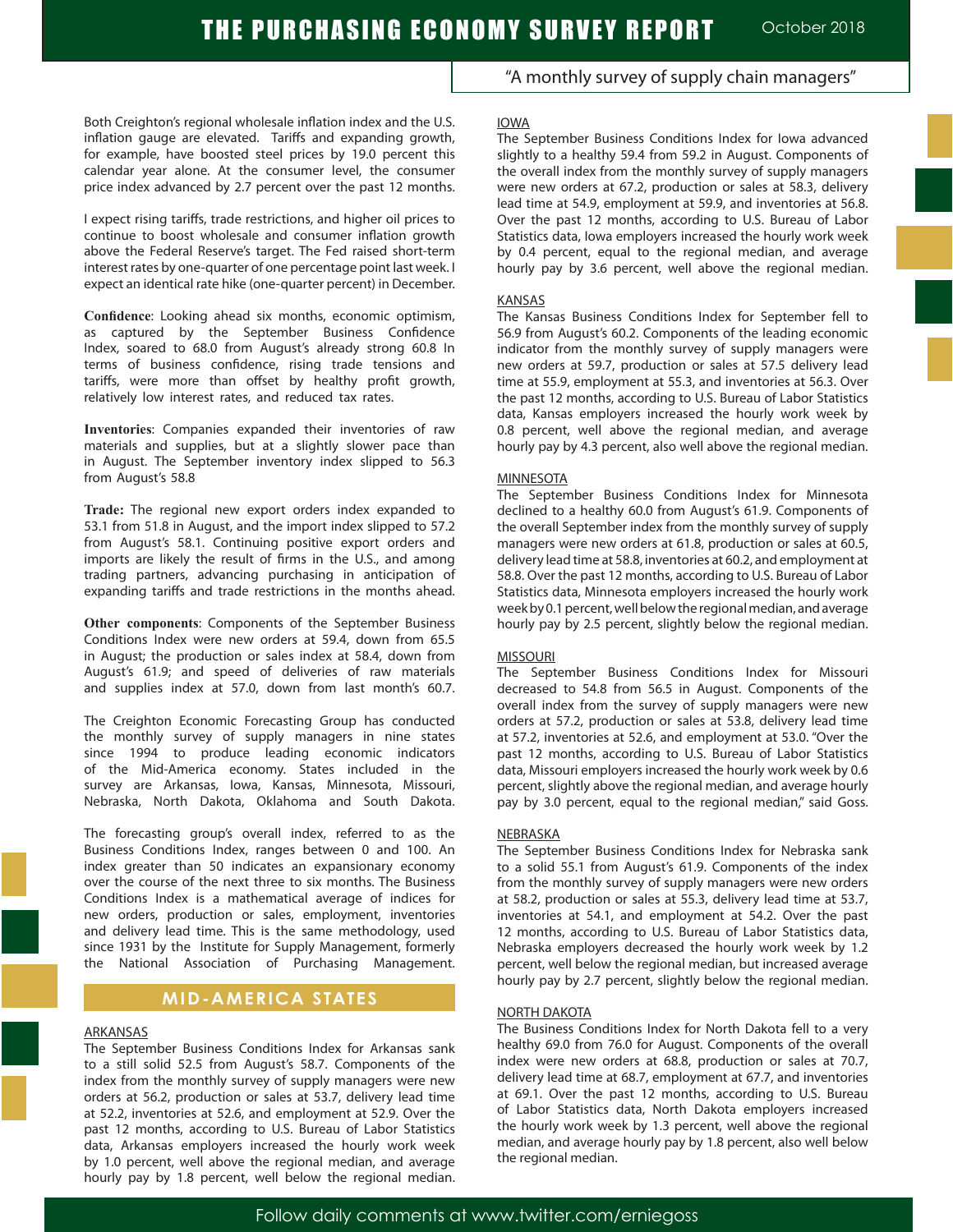# THE PURCHASING ECONOMY SURVEY REPORT

October 2018

"A monthly survey of supply chain managers"

Both Creighton's regional wholesale inflation index and the U.S. inflation gauge are elevated. Tariffs and expanding growth, for example, have boosted steel prices by 19.0 percent this calendar year alone. At the consumer level, the consumer price index advanced by 2.7 percent over the past 12 months.

I expect rising tariffs, trade restrictions, and higher oil prices to continue to boost wholesale and consumer inflation growth above the Federal Reserve's target. The Fed raised short-term interest rates by one-quarter of one percentage point last week. I expect an identical rate hike (one-quarter percent) in December.

**Confidence**: Looking ahead six months, economic optimism, as captured by the September Business Confidence Index, soared to 68.0 from August's already strong 60.8 In terms of business confidence, rising trade tensions and tariffs, were more than offset by healthy profit growth, relatively low interest rates, and reduced tax rates.

**Inventories**: Companies expanded their inventories of raw materials and supplies, but at a slightly slower pace than in August. The September inventory index slipped to 56.3 from August's 58.8

**Trade:** The regional new export orders index expanded to 53.1 from 51.8 in August, and the import index slipped to 57.2 from August's 58.1. Continuing positive export orders and imports are likely the result of firms in the U.S., and among trading partners, advancing purchasing in anticipation of expanding tariffs and trade restrictions in the months ahead.

**Other components**: Components of the September Business Conditions Index were new orders at 59.4, down from 65.5 in August; the production or sales index at 58.4, down from August's 61.9; and speed of deliveries of raw materials and supplies index at 57.0, down from last month's 60.7.

The Creighton Economic Forecasting Group has conducted the monthly survey of supply managers in nine states since 1994 to produce leading economic indicators of the Mid-America economy. States included in the survey are Arkansas, Iowa, Kansas, Minnesota, Missouri, Nebraska, North Dakota, Oklahoma and South Dakota.

The forecasting group's overall index, referred to as the Business Conditions Index, ranges between 0 and 100. An index greater than 50 indicates an expansionary economy over the course of the next three to six months. The Business Conditions Index is a mathematical average of indices for new orders, production or sales, employment, inventories and delivery lead time. This is the same methodology, used since 1931 by the Institute for Supply Management, formerly the National Association of Purchasing Management.

## MID-AMERICA STATES

### ARKANSAS

The September Business Conditions Index for Arkansas sank to a still solid 52.5 from August's 58.7. Components of the index from the monthly survey of supply managers were new orders at 56.2, production or sales at 53.7, delivery lead time at 52.2, inventories at 52.6, and employment at 52.9. Over the past 12 months, according to U.S. Bureau of Labor Statistics data, Arkansas employers increased the hourly work week by 1.0 percent, well above the regional median, and average hourly pay by 1.8 percent, well below the regional median.

### IOWA

The September Business Conditions Index for Iowa advanced slightly to a healthy 59.4 from 59.2 in August. Components of the overall index from the monthly survey of supply managers were new orders at 67.2, production or sales at 58.3, delivery lead time at 54.9, employment at 59.9, and inventories at 56.8. Over the past 12 months, according to U.S. Bureau of Labor Statistics data, Iowa employers increased the hourly work week by 0.4 percent, equal to the regional median, and average hourly pay by 3.6 percent, well above the regional median.

### KANSAS

The Kansas Business Conditions Index for September fell to 56.9 from August's 60.2. Components of the leading economic indicator from the monthly survey of supply managers were new orders at 59.7, production or sales at 57.5 delivery lead time at 55.9, employment at 55.3, and inventories at 56.3. Over the past 12 months, according to U.S. Bureau of Labor Statistics data, Kansas employers increased the hourly work week by 0.8 percent, well above the regional median, and average hourly pay by 4.3 percent, also well above the regional median.

### MINNESOTA

The September Business Conditions Index for Minnesota declined to a healthy 60.0 from August's 61.9. Components of the overall September index from the monthly survey of supply managers were new orders at 61.8, production or sales at 60.5, delivery lead time at 58.8, inventories at 60.2, and employment at 58.8. Over the past 12 months, according to U.S. Bureau of Labor Statistics data, Minnesota employers increased the hourly work week by 0.1 percent, well below the regional median, and average hourly pay by 2.5 percent, slightly below the regional median.

### MISSOURI

The September Business Conditions Index for Missouri decreased to 54.8 from 56.5 in August. Components of the overall index from the survey of supply managers were new orders at 57.2, production or sales at 53.8, delivery lead time at 57.2, inventories at 52.6, and employment at 53.0. "Over the past 12 months, according to U.S. Bureau of Labor Statistics data, Missouri employers increased the hourly work week by 0.6 percent, slightly above the regional median, and average hourly pay by 3.0 percent, equal to the regional median," said Goss.

### NEBRASKA

The September Business Conditions Index for Nebraska sank to a solid 55.1 from August's 61.9. Components of the index from the monthly survey of supply managers were new orders at 58.2, production or sales at 55.3, delivery lead time at 53.7, inventories at 54.1, and employment at 54.2. Over the past 12 months, according to U.S. Bureau of Labor Statistics data, Nebraska employers decreased the hourly work week by 1.2 percent, well below the regional median, but increased average hourly pay by 2.7 percent, slightly below the regional median.

### NORTH DAKOTA

The Business Conditions Index for North Dakota fell to a very healthy 69.0 from 76.0 for August. Components of the overall index were new orders at 68.8, production or sales at 70.7, delivery lead time at 68.7, employment at 67.7, and inventories at 69.1. Over the past 12 months, according to U.S. Bureau of Labor Statistics data, North Dakota employers increased the hourly work week by 1.3 percent, well above the regional median, and average hourly pay by 1.8 percent, also well below the regional median.

Follow daily comments at www.twitter.com/erniegoss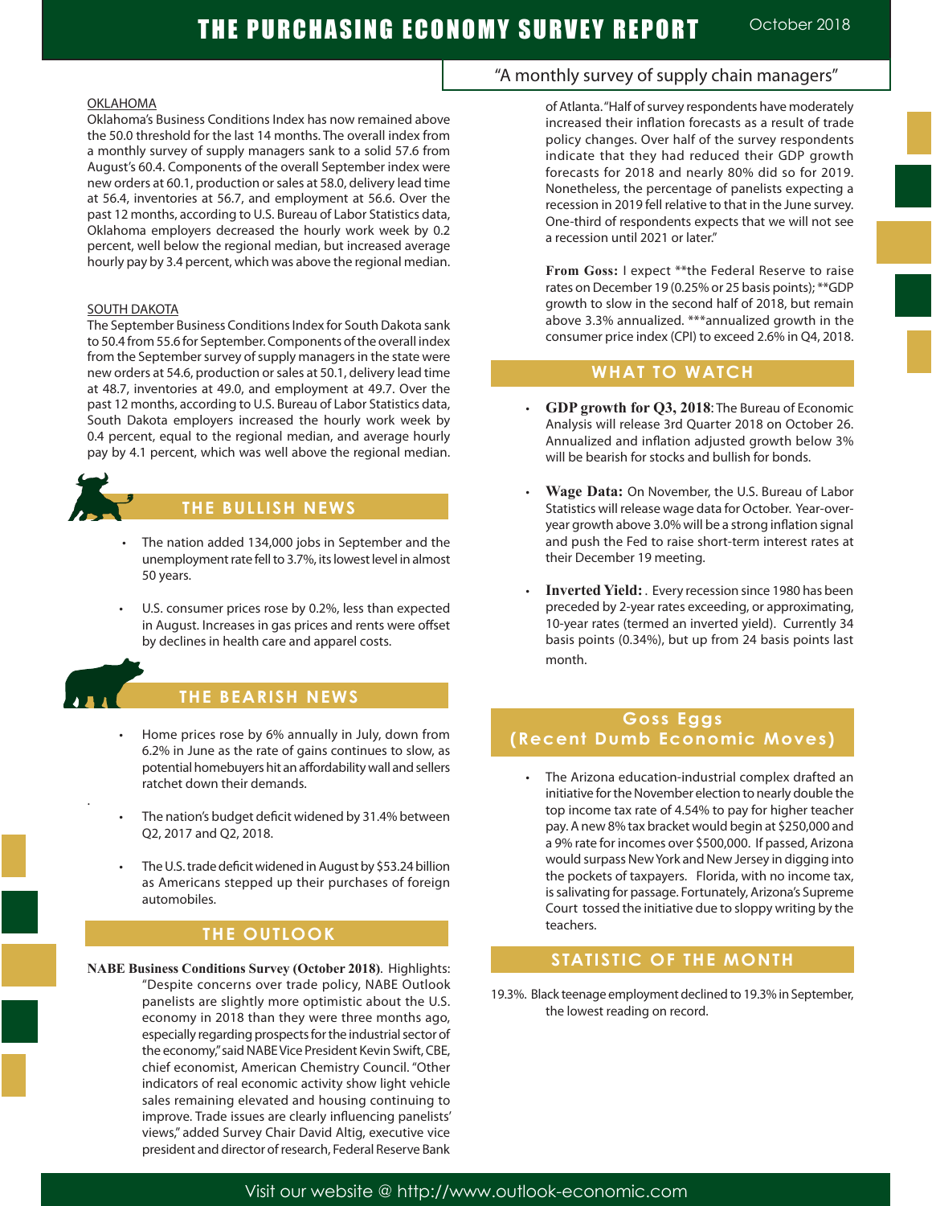### OKLAHOMA

Oklahoma's Business Conditions Index has now remained above the 50.0 threshold for the last 14 months. The overall index from a monthly survey of supply managers sank to a solid 57.6 from August's 60.4. Components of the overall September index were new orders at 60.1, production or sales at 58.0, delivery lead time at 56.4, inventories at 56.7, and employment at 56.6. Over the past 12 months, according to U.S. Bureau of Labor Statistics data, Oklahoma employers decreased the hourly work week by 0.2 percent, well below the regional median, but increased average hourly pay by 3.4 percent, which was above the regional median.

### SOUTH DAKOTA

The September Business Conditions Index for South Dakota sank to 50.4 from 55.6 for September. Components of the overall index from the September survey of supply managers in the state were new orders at 54.6, production or sales at 50.1, delivery lead time at 48.7, inventories at 49.0, and employment at 49.7. Over the past 12 months, according to U.S. Bureau of Labor Statistics data, South Dakota employers increased the hourly work week by 0.4 percent, equal to the regional median, and average hourly pay by 4.1 percent, which was well above the regional median.

## THE BULLISH NEWS

- The nation added 134,000 jobs in September and the unemployment rate fell to 3.7%, its lowest level in almost 50 years.
- U.S. consumer prices rose by 0.2%, less than expected in August. Increases in gas prices and rents were offset by declines in health care and apparel costs.

## THE BEARISH NEWS

- Home prices rose by 6% annually in July, down from 6.2% in June as the rate of gains continues to slow, as potential homebuyers hit an affordability wall and sellers ratchet down their demands.
- The nation's budget deficit widened by 31.4% between Q2, 2017 and Q2, 2018.
- The U.S. trade deficit widened in August by $53.24 billion as Americans stepped up their purchases of foreign automobiles.

## THE OUTLOOK

**NABE Business Conditions Survey (October 2018).** Highlights: "Despite concerns over trade policy, NABE Outlook panelists are slightly more optimistic about the U.S. economy in 2018 than they were three months ago, especially regarding prospects for the industrial sector of the economy," said NABE Vice President Kevin Swift, CBE, chief economist, American Chemistry Council. "Other indicators of real economic activity show light vehicle sales remaining elevated and housing continuing to improve. Trade issues are clearly influencing panelists' views," added Survey Chair David Altig, executive vice president and director of research, Federal Reserve Bank of Atlanta. "Half of survey respondents have moderately increased their inflation forecasts as a result of trade policy changes. Over half of the survey respondents indicate that they had reduced their GDP growth forecasts for 2018 and nearly 80% did so for 2019. Nonetheless, the percentage of panelists expecting a recession in 2019 fell relative to that in the June survey. One-third of respondents expects that we will not see a recession until 2021 or later."

**From Goss:** I expect **the Federal Reserve to raise rates on December 19 (0.25% or 25 basis points); **GDP growth to slow in the second half of 2018, but remain above 3.3% annualized. ***annualized growth in the consumer price index (CPI) to exceed 2.6% in Q4, 2018.

## WHAT TO WATCH

- **GDP growth for Q3, 2018**: The Bureau of Economic Analysis will release 3rd Quarter 2018 on October 26. Annualized and inflation adjusted growth below 3% will be bearish for stocks and bullish for bonds.
- **Wage Data:** On November, the U.S. Bureau of Labor Statistics will release wage data for October. Year-over-year wage growth above 3.0% will be a strong inflation signal and push the Fed to raise short-term interest rates at their December 19 meeting.
- **Inverted Yield:**. Every recession since 1980 has been preceded by 2-year rates exceeding, or approximating, 10-year rates (termed an inverted yield). Currently 34 basis points (0.34%), but up from 24 basis points last month.

## Goss Eggs (Recent Dumb Economic Moves)

- The Arizona education-industrial complex drafted an initiative for the November election to nearly double the top income tax rate of 4.54% to pay for higher teacher pay. A new 8% tax bracket would begin at $250,000 and a 9% rate for incomes over $500,000. If passed, Arizona would surpass New York and New Jersey in digging into the pockets of taxpayers. Florida, with no income tax, is salivating for passage. Fortunately, Arizona's Supreme Court tossed the initiative due to sloppy writing by the teachers.

## STATISTIC OF THE MONTH

19.3%. Black teenage employment declined to 19.3% in September, the lowest reading on record.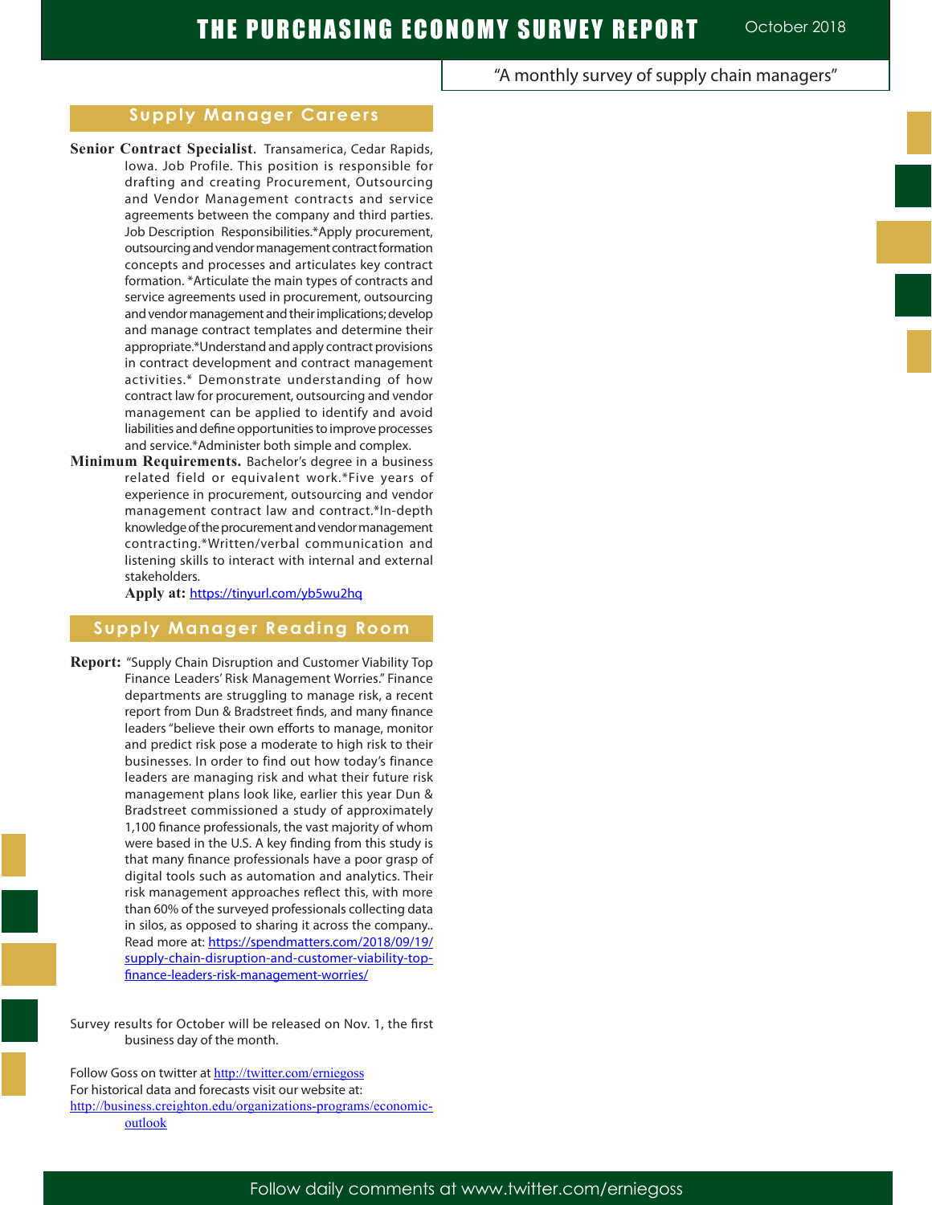## Supply Manager Careers

**Senior Contract Specialist**. Transamerica, Cedar Rapids, Iowa. Job Profile. This position is responsible for drafting and creating Procurement, Outsourcing and Vendor Management contracts and service agreements between the company and third parties. Job Description Responsibilities.*Apply procurement, outsourcing and vendor management contract formation concepts and processes and articulates key contract formation. *Articulate the main types of contracts and service agreements used in procurement, outsourcing and vendor management and their implications; develop and manage contract templates and determine their appropriate.*Understand and apply contract provisions in contract development and contract management activities.* Demonstrate understanding of how contract law for procurement, outsourcing and vendor management can be applied to identify and avoid liabilities and define opportunities to improve processes and service.*Administer both simple and complex.

**Minimum Requirements.** Bachelor's degree in a business related field or equivalent work.*Five years of experience in procurement, outsourcing and vendor management contract law and contract.*In-depth knowledge of the procurement and vendor management contracting.*Written/verbal communication and listening skills to interact with internal and external stakeholders.

**Apply at:** https://tinyurl.com/yb5wu2hq

## Supply Manager Reading Room

**Report:** "Supply Chain Disruption and Customer Viability Top Finance Leaders' Risk Management Worries." Finance departments are struggling to manage risk, a recent report from Dun & Bradstreet finds, and many finance leaders "believe their own efforts to manage, monitor and predict risk pose a moderate to high risk to their businesses. In order to find out how today's finance leaders are managing risk and what their future risk management plans look like, earlier this year Dun & Bradstreet commissioned a study of approximately 1,100 finance professionals, the vast majority of whom were based in the U.S. A key finding from this study is that many finance professionals have a poor grasp of digital tools such as automation and analytics. Their risk management approaches reflect this, with more than 60% of the surveyed professionals collecting data in silos, as opposed to sharing it across the company.. Read more at: https://spendmatters.com/2018/09/19/supply-chain-disruption-and-customer-viability-top-finance-leaders-risk-management-worries/

Survey results for October will be released on Nov. 1, the first business day of the month.

Follow Goss on twitter at http://twitter.com/erniegoss
For historical data and forecasts visit our website at:
http://business.creighton.edu/organizations-programs/economic-outlook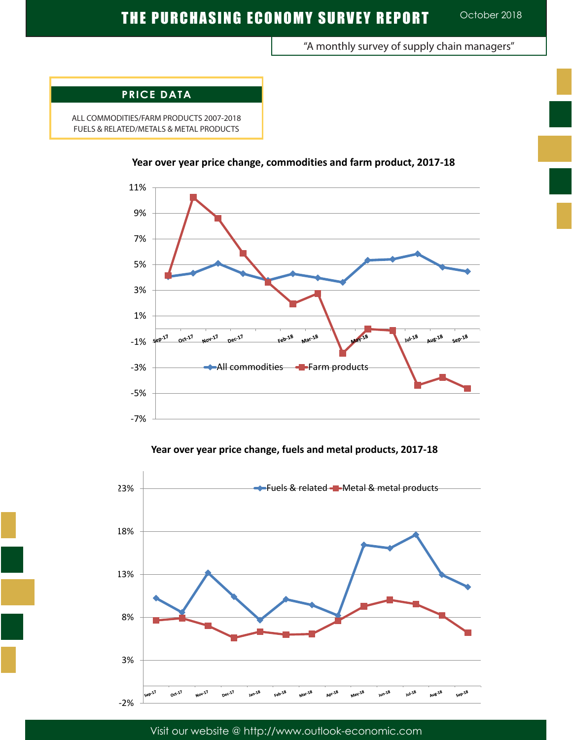# THE PURCHASING ECONOMY SURVEY REPORT

October 2018

"A monthly survey of supply chain managers"

## PRICE DATA

ALL COMMODITIES/FARM PRODUCTS 2007-2018
FUELS & RELATED/METALS & METAL PRODUCTS

**Year over year price change, commodities and farm product, 2017-18**

11%
9%
7%
5%
3%
1%
-1%
-3%
-5%
-7%

Sep-17 Oct-17 Nov-17 Dec-17 Feb-18 Mar-18 May-18 Jul-18 Aug-18 Sep-18

All commodities
Farm products

**Year over year price change, fuels and metal products, 2017-18**

23%
18%
13%
8%
3%
-2%

Sep-17 Oct-17 Nov-17 Dec-17 Jan-18 Feb-18 Mar-18 Apr-18 May-18 Jun-18 Jul-18 Aug-18 Sep-18

Fuels & related
Metal & metal products

Visit our website @ http://www.outlook-economic.com